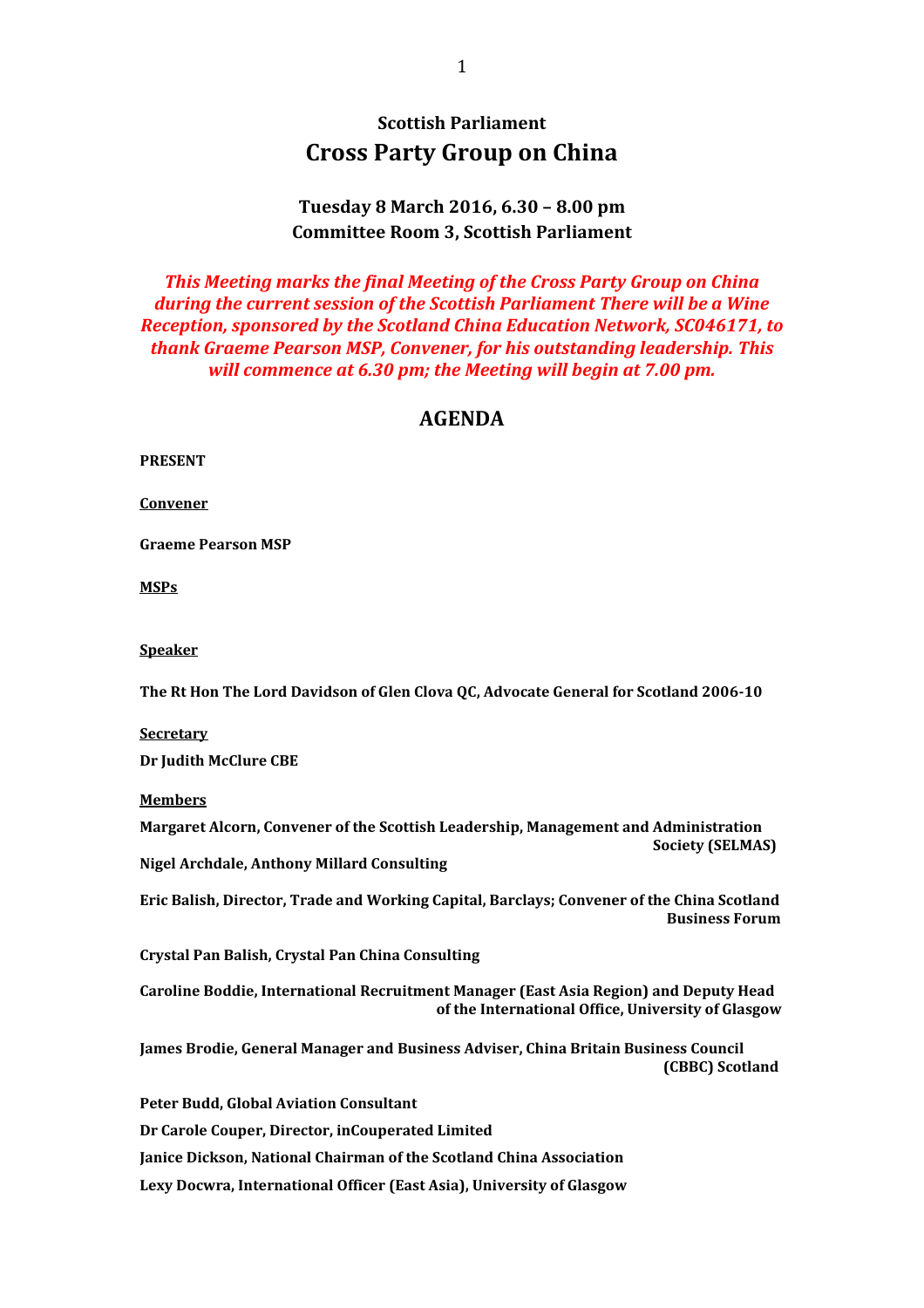# Scottish Parliament
# Cross Party Group on China

## Tuesday 8 March 2016, 6.30 – 8.00 pm
## Committee Room 3, Scottish Parliament

***This Meeting marks the final Meeting of the Cross Party Group on China during the current session of the Scottish Parliament There will be a Wine Reception, sponsored by the Scotland China Education Network, SC046171, to thank Graeme Pearson MSP, Convener, for his outstanding leadership. This will commence at 6.30 pm; the Meeting will begin at 7.00 pm.***

## AGENDA

**PRESENT**

**Convener**

**Graeme Pearson MSP**

**MSPs**

**Speaker**

**The Rt Hon The Lord Davidson of Glen Clova QC, Advocate General for Scotland 2006-10**

**Secretary**

**Dr Judith McClure CBE**

**Members**

**Margaret Alcorn, Convener of the Scottish Leadership, Management and Administration Society (SELMAS)**

**Nigel Archdale, Anthony Millard Consulting**

**Eric Balish, Director, Trade and Working Capital, Barclays; Convener of the China Scotland Business Forum**

**Crystal Pan Balish, Crystal Pan China Consulting**

**Caroline Boddie, International Recruitment Manager (East Asia Region) and Deputy Head of the International Office, University of Glasgow**

**James Brodie, General Manager and Business Adviser, China Britain Business Council (CBBC) Scotland**

**Peter Budd, Global Aviation Consultant**

**Dr Carole Couper, Director, inCouperated Limited**

**Janice Dickson, National Chairman of the Scotland China Association**

**Lexy Docwra, International Officer (East Asia), University of Glasgow**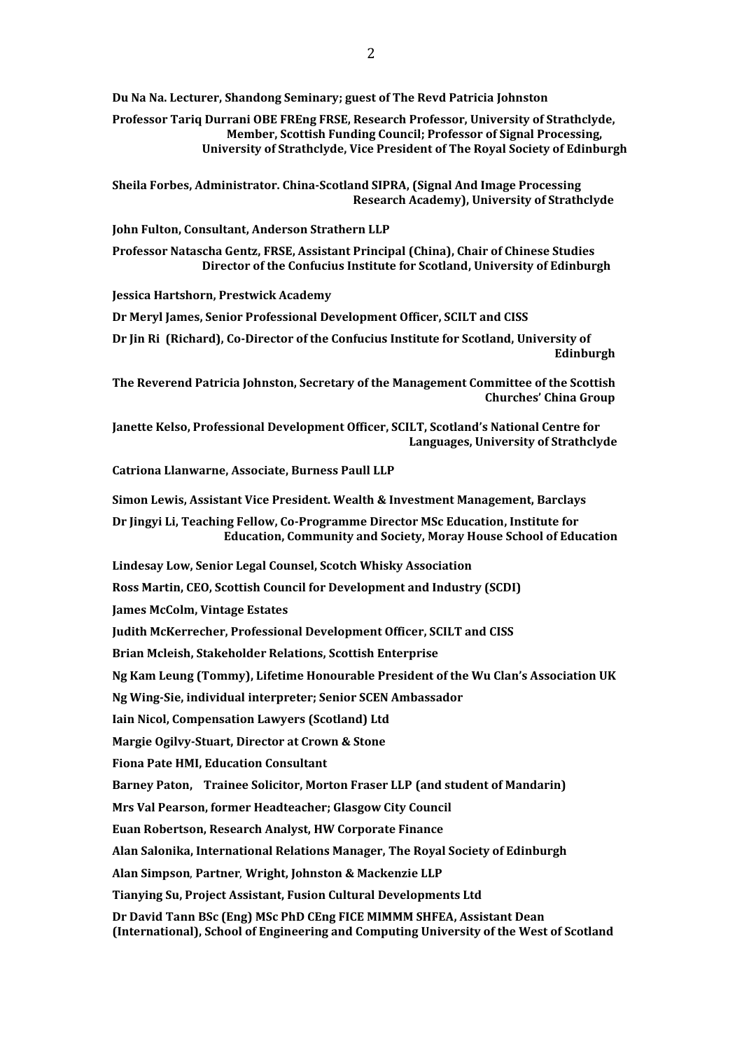**Du Na Na. Lecturer, Shandong Seminary; guest of The Revd Patricia Johnston**

**Professor Tariq Durrani OBE FREng FRSE, Research Professor, University of Strathclyde, Member, Scottish Funding Council; Professor of Signal Processing, University of Strathclyde, Vice President of The Royal Society of Edinburgh**

**Sheila Forbes, Administrator. China-Scotland SIPRA, (Signal And Image Processing Research Academy), University of Strathclyde**

**John Fulton, Consultant, Anderson Strathern LLP**

**Professor Natascha Gentz, FRSE, Assistant Principal (China), Chair of Chinese Studies Director of the Confucius Institute for Scotland, University of Edinburgh**

**Jessica Hartshorn, Prestwick Academy**

**Dr Meryl James, Senior Professional Development Officer, SCILT and CISS**

**Dr Jin Ri (Richard), Co-Director of the Confucius Institute for Scotland, University of Edinburgh**

**The Reverend Patricia Johnston, Secretary of the Management Committee of the Scottish Churches' China Group**

**Janette Kelso, Professional Development Officer, SCILT, Scotland's National Centre for Languages, University of Strathclyde**

**Catriona Llanwarne, Associate, Burness Paull LLP**

**Simon Lewis, Assistant Vice President. Wealth & Investment Management, Barclays**

**Dr Jingyi Li, Teaching Fellow, Co-Programme Director MSc Education, Institute for Education, Community and Society, Moray House School of Education**

**Lindesay Low, Senior Legal Counsel, Scotch Whisky Association**

**Ross Martin, CEO, Scottish Council for Development and Industry (SCDI)**

**James McColm, Vintage Estates**

**Judith McKerrecher, Professional Development Officer, SCILT and CISS**

**Brian Mcleish, Stakeholder Relations, Scottish Enterprise**

**Ng Kam Leung (Tommy), Lifetime Honourable President of the Wu Clan's Association UK**

**Ng Wing-Sie, individual interpreter; Senior SCEN Ambassador**

**Iain Nicol, Compensation Lawyers (Scotland) Ltd**

**Margie Ogilvy-Stuart, Director at Crown & Stone**

**Fiona Pate HMI, Education Consultant**

**Barney Paton, Trainee Solicitor, Morton Fraser LLP (and student of Mandarin)**

**Mrs Val Pearson, former Headteacher; Glasgow City Council**

**Euan Robertson, Research Analyst, HW Corporate Finance**

**Alan Salonika, International Relations Manager, The Royal Society of Edinburgh**

**Alan Simpson, Partner, Wright, Johnston & Mackenzie LLP**

**Tianying Su, Project Assistant, Fusion Cultural Developments Ltd**

**Dr David Tann BSc (Eng) MSc PhD CEng FICE MIMMM SHFEA, Assistant Dean (International), School of Engineering and Computing University of the West of Scotland**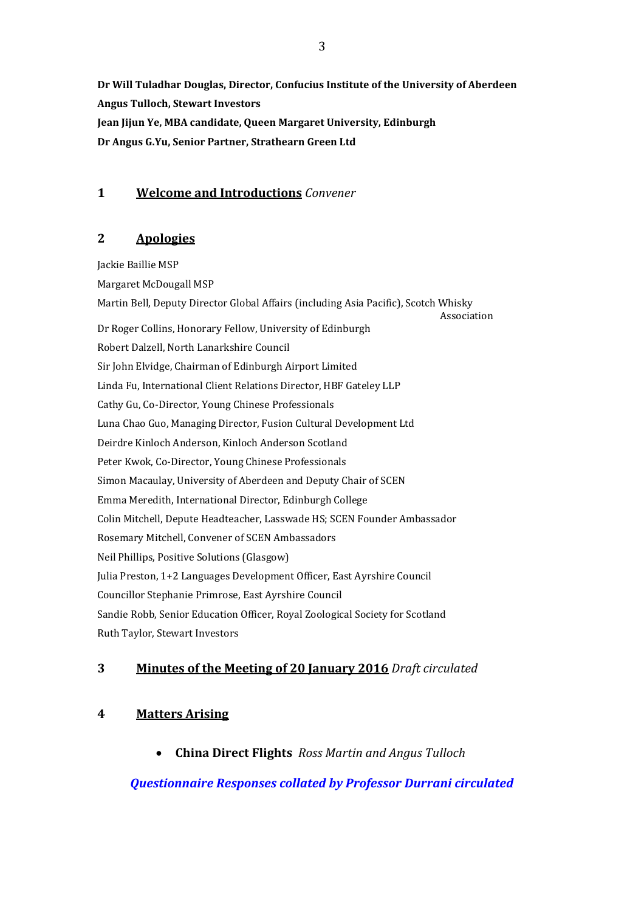**Dr Will Tuladhar Douglas, Director, Confucius Institute of the University of Aberdeen**
**Angus Tulloch, Stewart Investors**
**Jean Jijun Ye, MBA candidate, Queen Margaret University, Edinburgh**
**Dr Angus G.Yu, Senior Partner, Strathearn Green Ltd**

## 1 Welcome and Introductions *Convener*

## 2 Apologies

Jackie Baillie MSP
Margaret McDougall MSP
Martin Bell, Deputy Director Global Affairs (including Asia Pacific), Scotch Whisky Association
Dr Roger Collins, Honorary Fellow, University of Edinburgh
Robert Dalzell, North Lanarkshire Council
Sir John Elvidge, Chairman of Edinburgh Airport Limited
Linda Fu, International Client Relations Director, HBF Gateley LLP
Cathy Gu, Co-Director, Young Chinese Professionals
Luna Chao Guo, Managing Director, Fusion Cultural Development Ltd
Deirdre Kinloch Anderson, Kinloch Anderson Scotland
Peter Kwok, Co-Director, Young Chinese Professionals
Simon Macaulay, University of Aberdeen and Deputy Chair of SCEN
Emma Meredith, International Director, Edinburgh College
Colin Mitchell, Depute Headteacher, Lasswade HS; SCEN Founder Ambassador
Rosemary Mitchell, Convener of SCEN Ambassadors
Neil Phillips, Positive Solutions (Glasgow)
Julia Preston, 1+2 Languages Development Officer, East Ayrshire Council
Councillor Stephanie Primrose, East Ayrshire Council
Sandie Robb, Senior Education Officer, Royal Zoological Society for Scotland
Ruth Taylor, Stewart Investors

## 3 Minutes of the Meeting of 20 January 2016 *Draft circulated*

## 4 Matters Arising

- **China Direct Flights** *Ross Martin and Angus Tulloch*

***Questionnaire Responses collated by Professor Durrani circulated***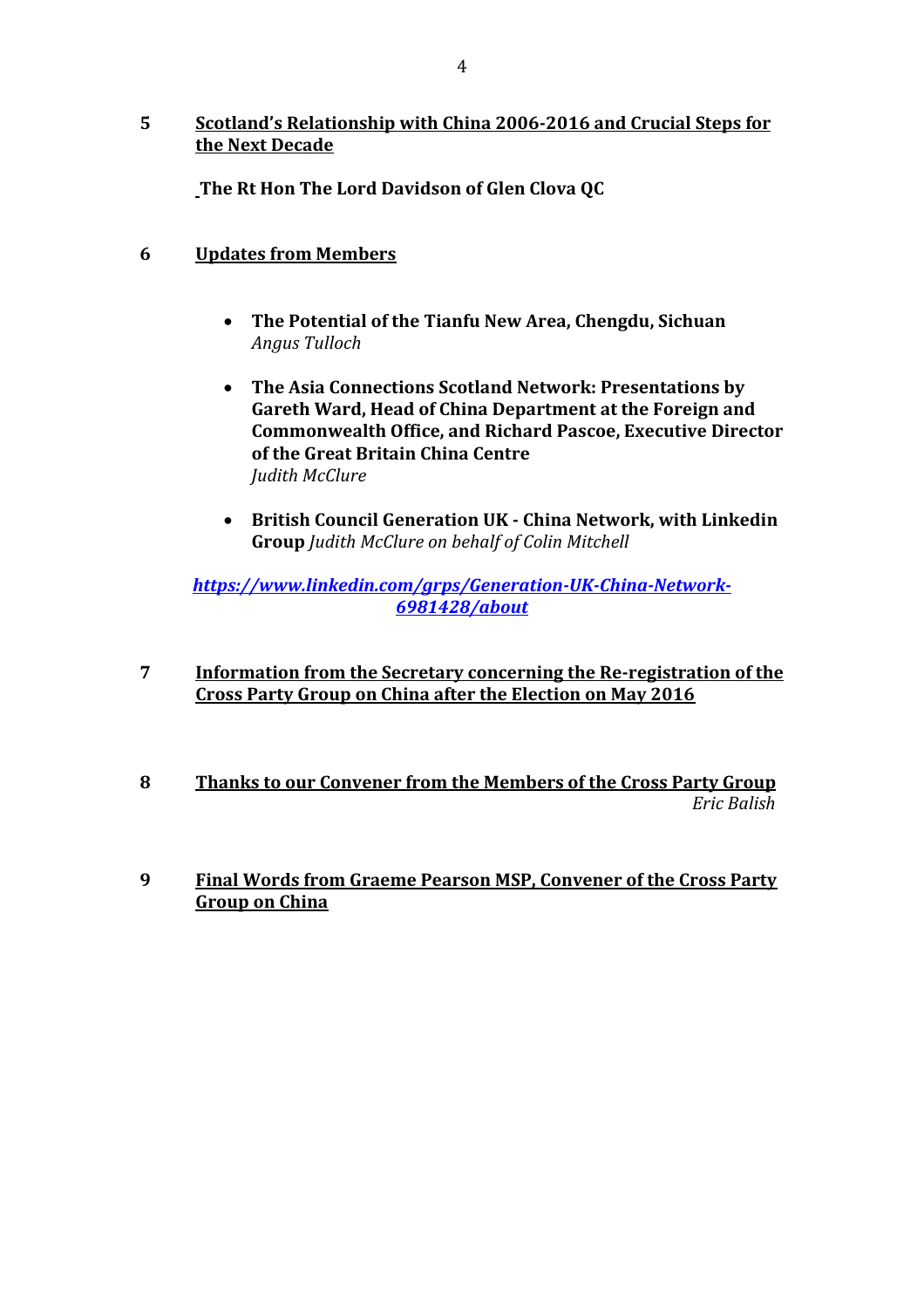**5 <u>Scotland's Relationship with China 2006-2016 and Crucial Steps for the Next Decade</u>**

**The Rt Hon The Lord Davidson of Glen Clova QC**

**6 <u>Updates from Members</u>**

- **The Potential of the Tianfu New Area, Chengdu, Sichuan**
  *Angus Tulloch*

- **The Asia Connections Scotland Network: Presentations by Gareth Ward, Head of China Department at the Foreign and Commonwealth Office, and Richard Pascoe, Executive Director of the Great Britain China Centre**
  *Judith McClure*

- **British Council Generation UK - China Network, with Linkedin Group** *Judith McClure on behalf of Colin Mitchell*

***https://www.linkedin.com/grps/Generation-UK-China-Network-6981428/about***

**7 <u>Information from the Secretary concerning the Re-registration of the Cross Party Group on China after the Election on May 2016</u>**

**8 <u>Thanks to our Convener from the Members of the Cross Party Group</u>**
*Eric Balish*

**9 <u>Final Words from Graeme Pearson MSP, Convener of the Cross Party Group on China</u>**